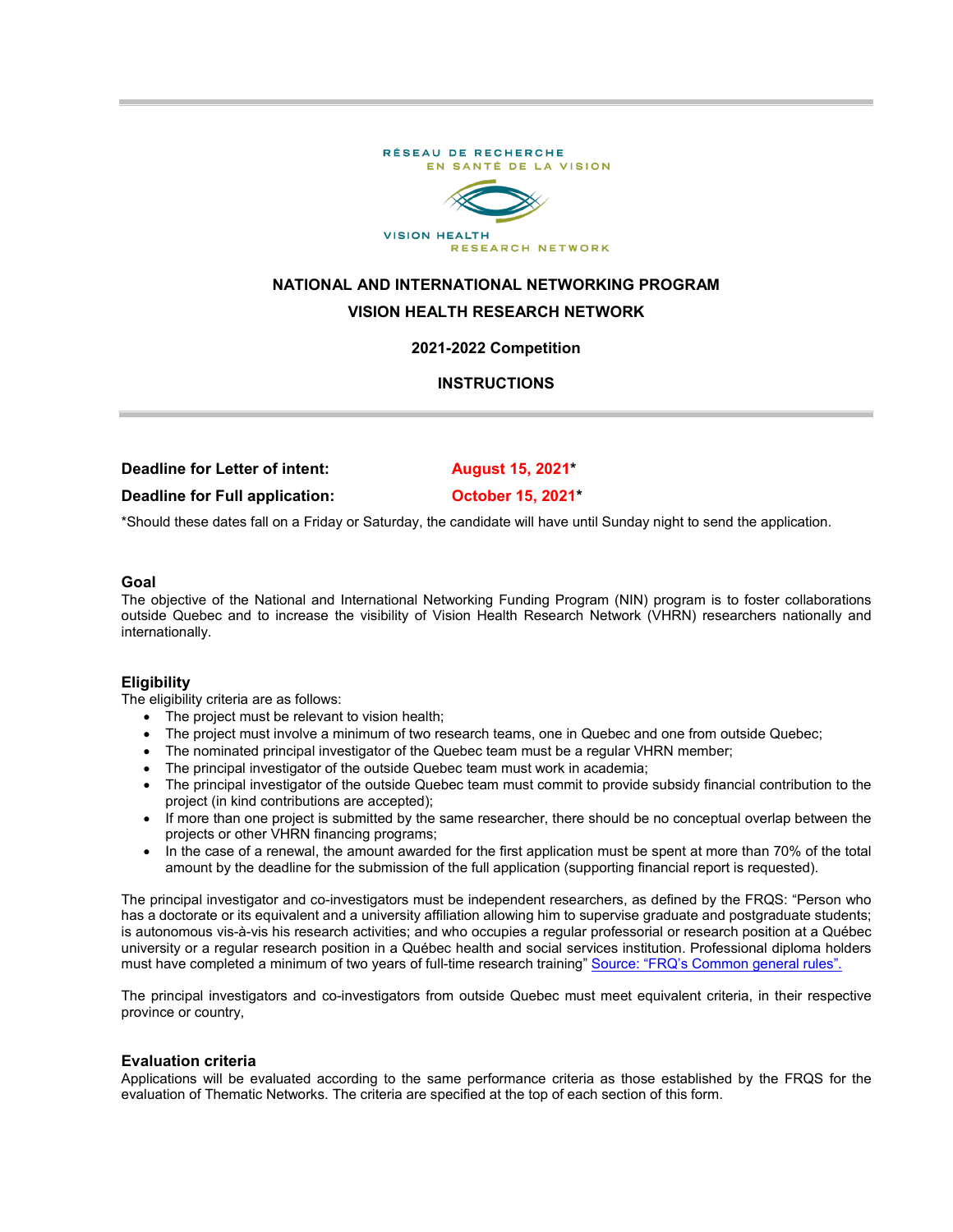RÉSEAU DE RECHERCHE EN SANTÉ DE LA VISION

VISION HEALTH RESEARCH NETWORK

# NATIONAL AND INTERNATIONAL NETWORKING PROGRAM

# VISION HEALTH RESEARCH NETWORK

## 2021-2022 Competition

## INSTRUCTIONS

**Deadline for Letter of intent:** **August 15, 2021***

**Deadline for Full application:** **October 15, 2021***

*Should these dates fall on a Friday or Saturday, the candidate will have until Sunday night to send the application.

### Goal

The objective of the National and International Networking Funding Program (NIN) program is to foster collaborations outside Quebec and to increase the visibility of Vision Health Research Network (VHRN) researchers nationally and internationally.

### Eligibility

The eligibility criteria are as follows:

- The project must be relevant to vision health;
- The project must involve a minimum of two research teams, one in Quebec and one from outside Quebec;
- The nominated principal investigator of the Quebec team must be a regular VHRN member;
- The principal investigator of the outside Quebec team must work in academia;
- The principal investigator of the outside Quebec team must commit to provide subsidy financial contribution to the project (in kind contributions are accepted);
- If more than one project is submitted by the same researcher, there should be no conceptual overlap between the projects or other VHRN financing programs;
- In the case of a renewal, the amount awarded for the first application must be spent at more than 70% of the total amount by the deadline for the submission of the full application (supporting financial report is requested).

The principal investigator and co-investigators must be independent researchers, as defined by the FRQS: "Person who has a doctorate or its equivalent and a university affiliation allowing him to supervise graduate and postgraduate students; is autonomous vis-à-vis his research activities; and who occupies a regular professorial or research position at a Québec university or a regular research position in a Québec health and social services institution. Professional diploma holders must have completed a minimum of two years of full-time research training" Source: "FRQ's Common general rules".

The principal investigators and co-investigators from outside Quebec must meet equivalent criteria, in their respective province or country,

### Evaluation criteria

Applications will be evaluated according to the same performance criteria as those established by the FRQS for the evaluation of Thematic Networks. The criteria are specified at the top of each section of this form.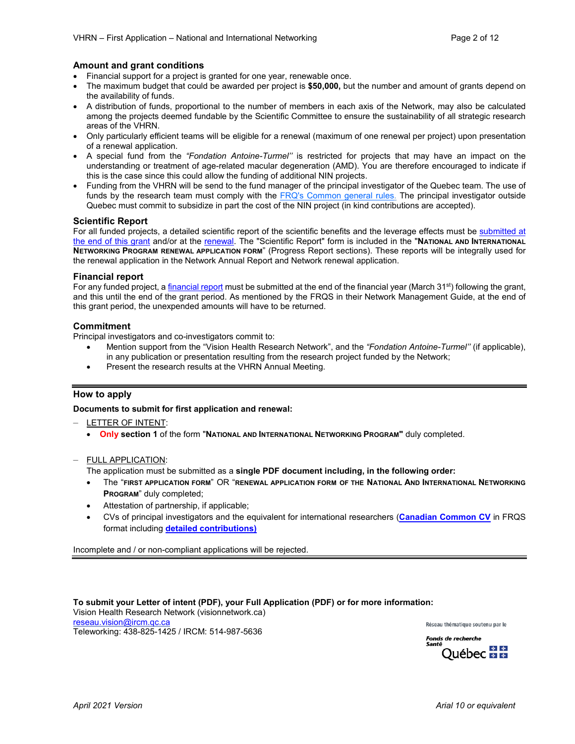## Amount and grant conditions

- Financial support for a project is granted for one year, renewable once.
- The maximum budget that could be awarded per project is **$50,000,** but the number and amount of grants depend on the availability of funds.
- A distribution of funds, proportional to the number of members in each axis of the Network, may also be calculated among the projects deemed fundable by the Scientific Committee to ensure the sustainability of all strategic research areas of the VHRN.
- Only particularly efficient teams will be eligible for a renewal (maximum of one renewal per project) upon presentation of a renewal application.
- A special fund from the *"Fondation Antoine-Turmel"* is restricted for projects that may have an impact on the understanding or treatment of age-related macular degeneration (AMD). You are therefore encouraged to indicate if this is the case since this could allow the funding of additional NIN projects.
- Funding from the VHRN will be send to the fund manager of the principal investigator of the Quebec team. The use of funds by the research team must comply with the FRQ's Common general rules. The principal investigator outside Quebec must commit to subsidize in part the cost of the NIN project (in kind contributions are accepted).

## Scientific Report

For all funded projects, a detailed scientific report of the scientific benefits and the leverage effects must be submitted at the end of this grant and/or at the renewal. The "Scientific Report" form is included in the "**NATIONAL AND INTERNATIONAL NETWORKING PROGRAM RENEWAL APPLICATION FORM**" (Progress Report sections). These reports will be integrally used for the renewal application in the Network Annual Report and Network renewal application.

## Financial report

For any funded project, a financial report must be submitted at the end of the financial year (March 31st) following the grant, and this until the end of the grant period. As mentioned by the FRQS in their Network Management Guide, at the end of this grant period, the unexpended amounts will have to be returned.

## Commitment

Principal investigators and co-investigators commit to:

- Mention support from the "Vision Health Research Network", and the *"Fondation Antoine-Turmel"* (if applicable), in any publication or presentation resulting from the research project funded by the Network;
- Present the research results at the VHRN Annual Meeting.

---

## How to apply

**Documents to submit for first application and renewal:**

– LETTER OF INTENT:
  - **Only section 1** of the form "**NATIONAL AND INTERNATIONAL NETWORKING PROGRAM"** duly completed.

– FULL APPLICATION:
  The application must be submitted as a **single PDF document including, in the following order:**
  - The "**FIRST APPLICATION FORM**" OR "**RENEWAL APPLICATION FORM OF THE NATIONAL AND INTERNATIONAL NETWORKING PROGRAM**" duly completed;
  - Attestation of partnership, if applicable;
  - CVs of principal investigators and the equivalent for international researchers (**Canadian Common CV** in FRQS format including **detailed contributions)**

Incomplete and / or non-compliant applications will be rejected.

---

**To submit your Letter of intent (PDF), your Full Application (PDF) or for more information:**
Vision Health Research Network (visionnetwork.ca)
reseau.vision@ircm.qc.ca
Teleworking: 438-825-1425 / IRCM: 514-987-5636

Réseau thématique soutenu par le Fonds de recherche Santé Québec

*April 2021 Version*

*Arial 10 or equivalent*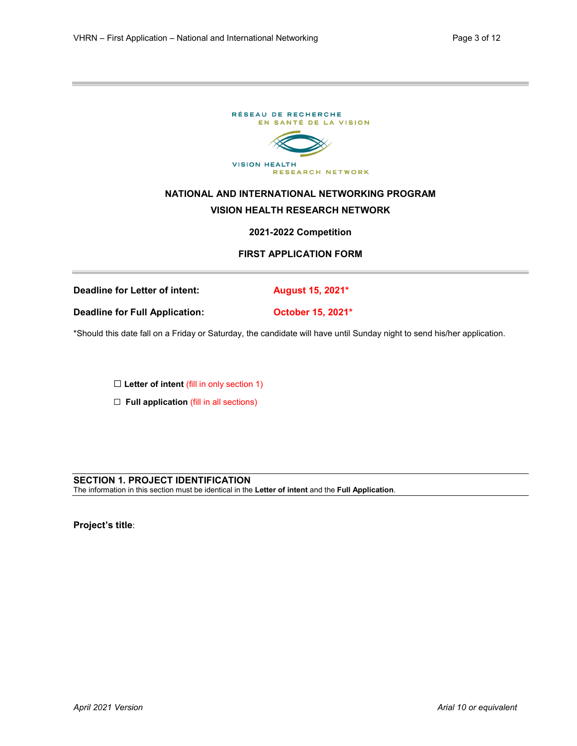RÉSEAU DE RECHERCHE EN SANTÉ DE LA VISION

VISION HEALTH RESEARCH NETWORK

# NATIONAL AND INTERNATIONAL NETWORKING PROGRAM
# VISION HEALTH RESEARCH NETWORK

## 2021-2022 Competition

## FIRST APPLICATION FORM

---

**Deadline for Letter of intent:** **August 15, 2021***

**Deadline for Full Application:** **October 15, 2021***

*Should this date fall on a Friday or Saturday, the candidate will have until Sunday night to send his/her application.

☐ **Letter of intent** (fill in only section 1)

☐ **Full application** (fill in all sections)

---

## SECTION 1. PROJECT IDENTIFICATION

The information in this section must be identical in the **Letter of intent** and the **Full Application**.

---

**Project's title**:

*April 2021 Version* *Arial 10 or equivalent*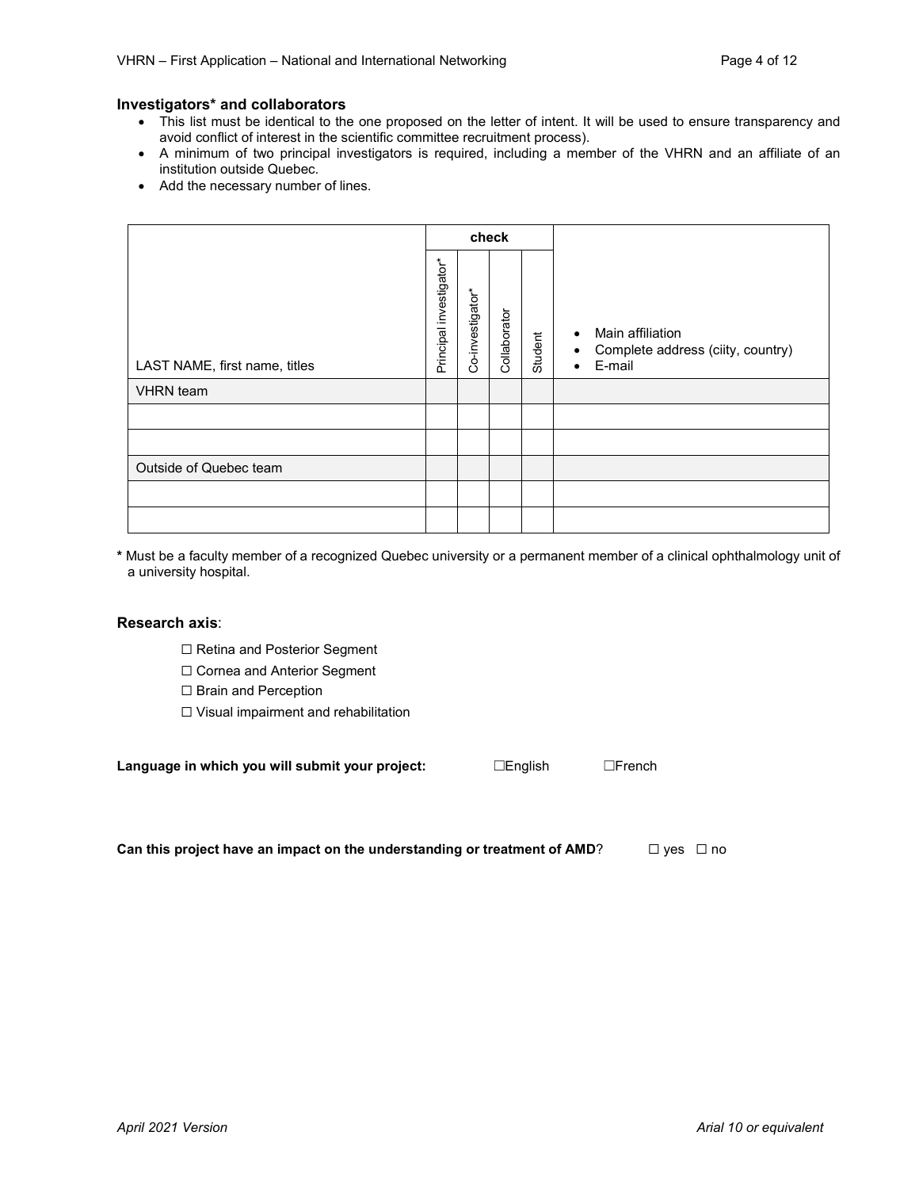### Investigators* and collaborators

- This list must be identical to the one proposed on the letter of intent. It will be used to ensure transparency and avoid conflict of interest in the scientific committee recruitment process).
- A minimum of two principal investigators is required, including a member of the VHRN and an affiliate of an institution outside Quebec.
- Add the necessary number of lines.

| | check | | | | |
|---|---|---|---|---|---|
| LAST NAME, first name, titles | Principal investigator* | Co-investigator* | Collaborator | Student | • Main affiliation<br>• Complete address (ciity, country)<br>• E-mail |
| VHRN team | | | | | |
| | | | | | |
| | | | | | |
| Outside of Quebec team | | | | | |
| | | | | | |
| | | | | | |

**\*** Must be a faculty member of a recognized Quebec university or a permanent member of a clinical ophthalmology unit of a university hospital.

**Research axis**:

☐ Retina and Posterior Segment
☐ Cornea and Anterior Segment
☐ Brain and Perception
☐ Visual impairment and rehabilitation

**Language in which you will submit your project:** ☐English ☐French

**Can this project have an impact on the understanding or treatment of AMD**? ☐ yes ☐ no

*April 2021 Version* *Arial 10 or equivalent*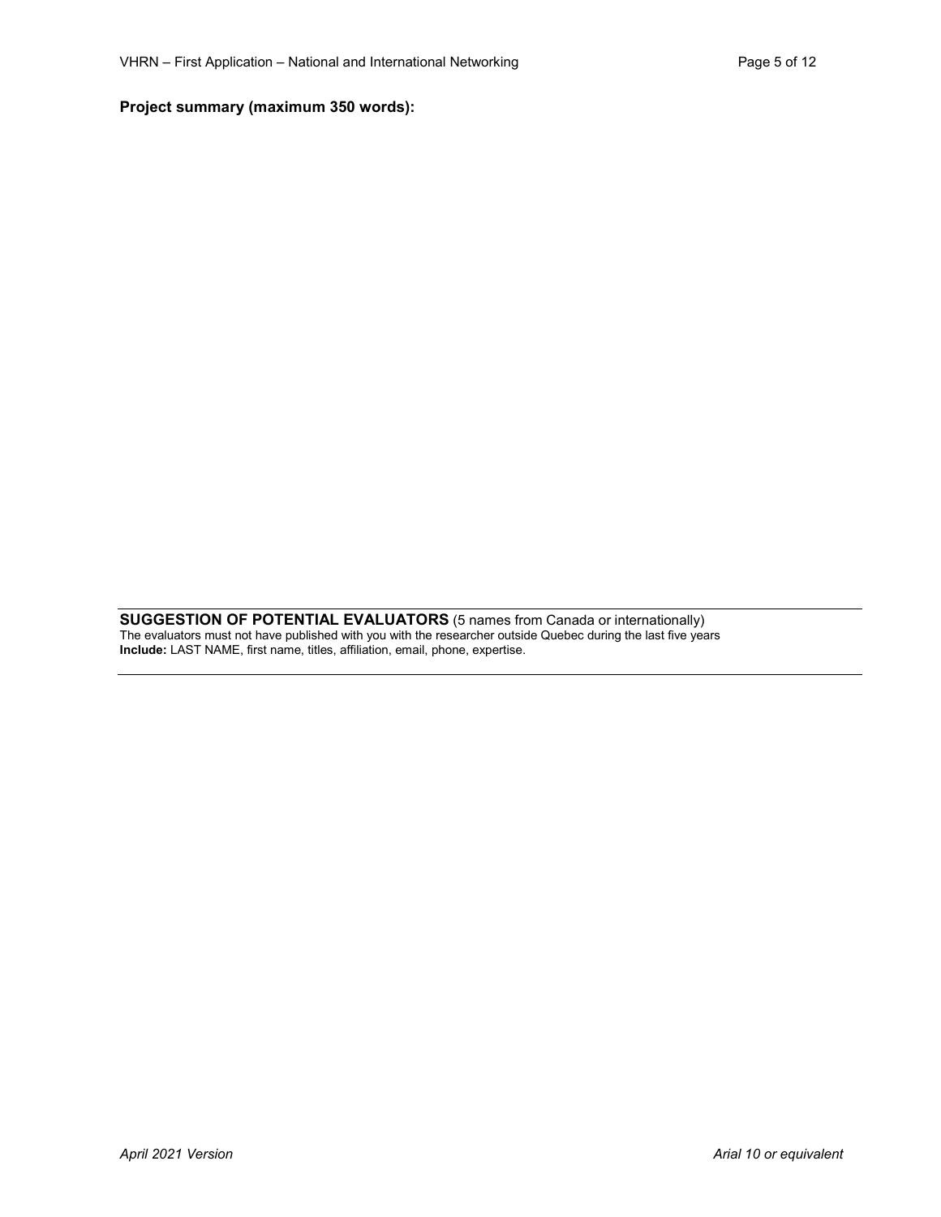**Project summary (maximum 350 words):**

---

**SUGGESTION OF POTENTIAL EVALUATORS** (5 names from Canada or internationally)
The evaluators must not have published with you with the researcher outside Quebec during the last five years
**Include:** LAST NAME, first name, titles, affiliation, email, phone, expertise.

---

*Arial 10 or equivalent*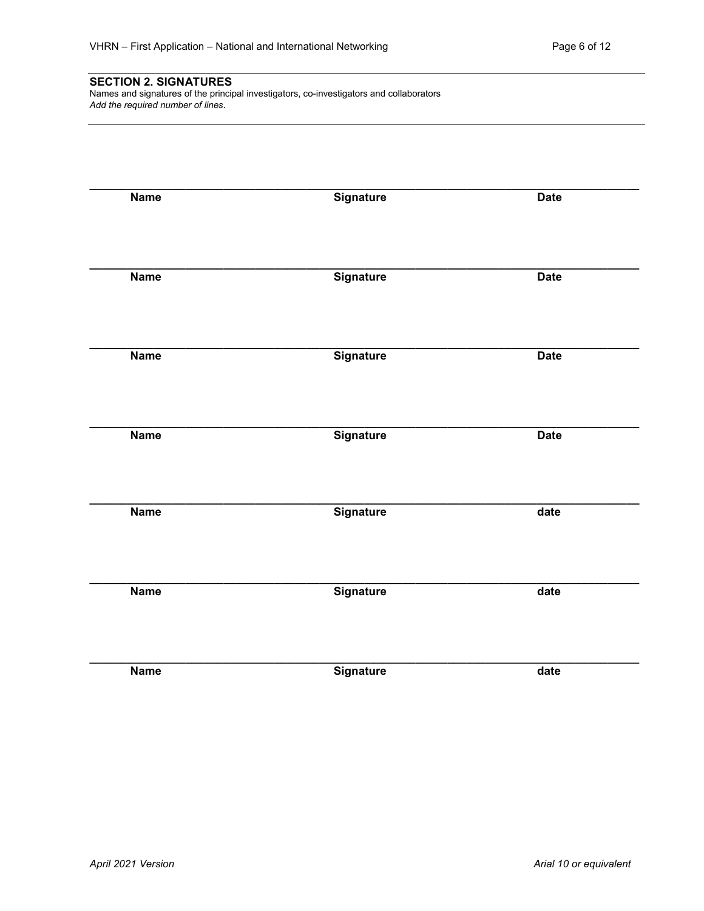## SECTION 2. SIGNATURES

Names and signatures of the principal investigators, co-investigators and collaborators

*Add the required number of lines*.

| Name | Signature | Date |
| --- | --- | --- |
| | | |
| | | |
| | | |
| | | |
| | | |
| | | |
| | | |

Rows 5–7 of the source label the third column "date" (lowercase) instead of "Date".

*April 2021 Version* *Arial 10 or equivalent*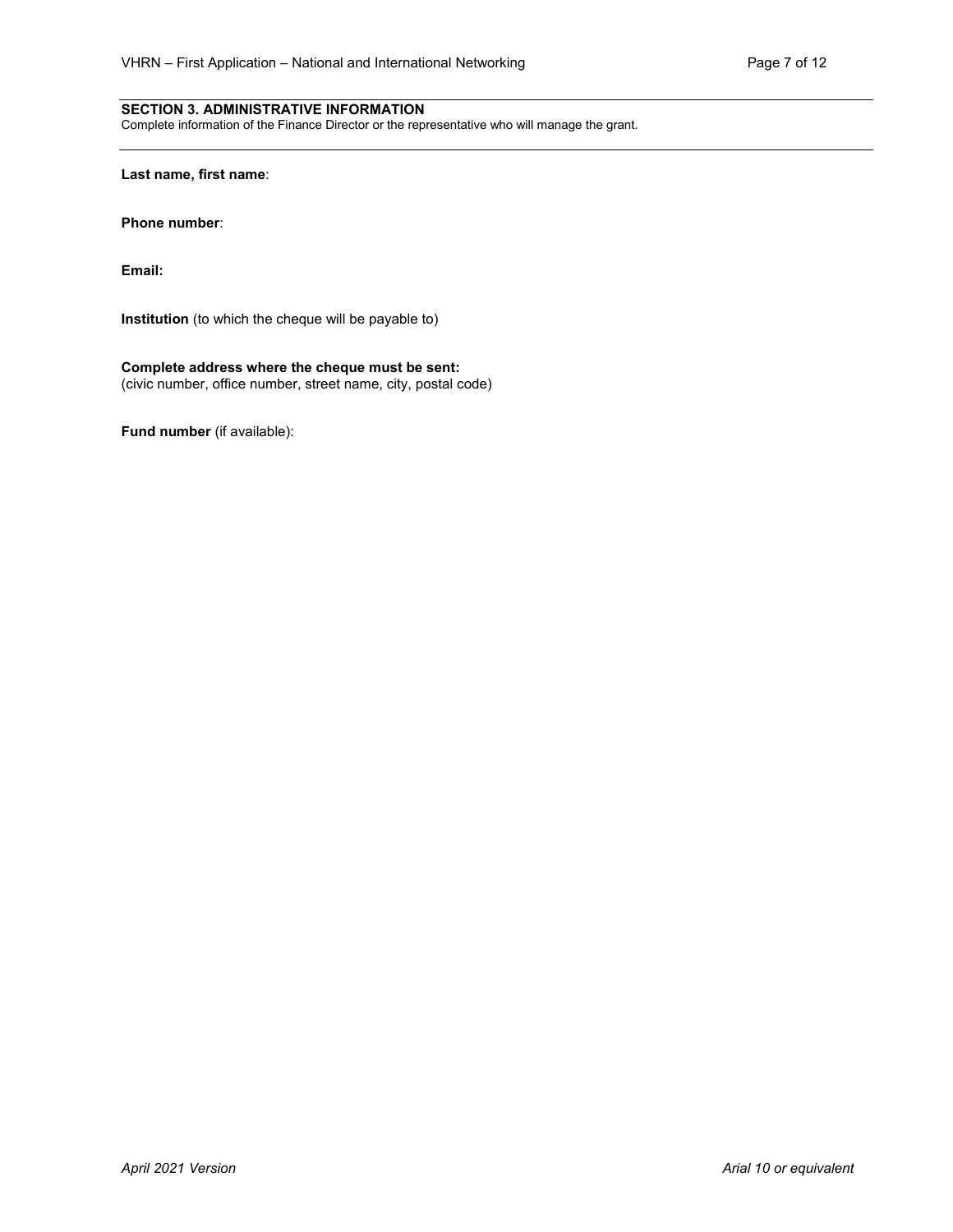## SECTION 3. ADMINISTRATIVE INFORMATION

Complete information of the Finance Director or the representative who will manage the grant.

---

**Last name, first name**:

**Phone number**:

**Email:**

**Institution** (to which the cheque will be payable to)

**Complete address where the cheque must be sent:**
(civic number, office number, street name, city, postal code)

**Fund number** (if available):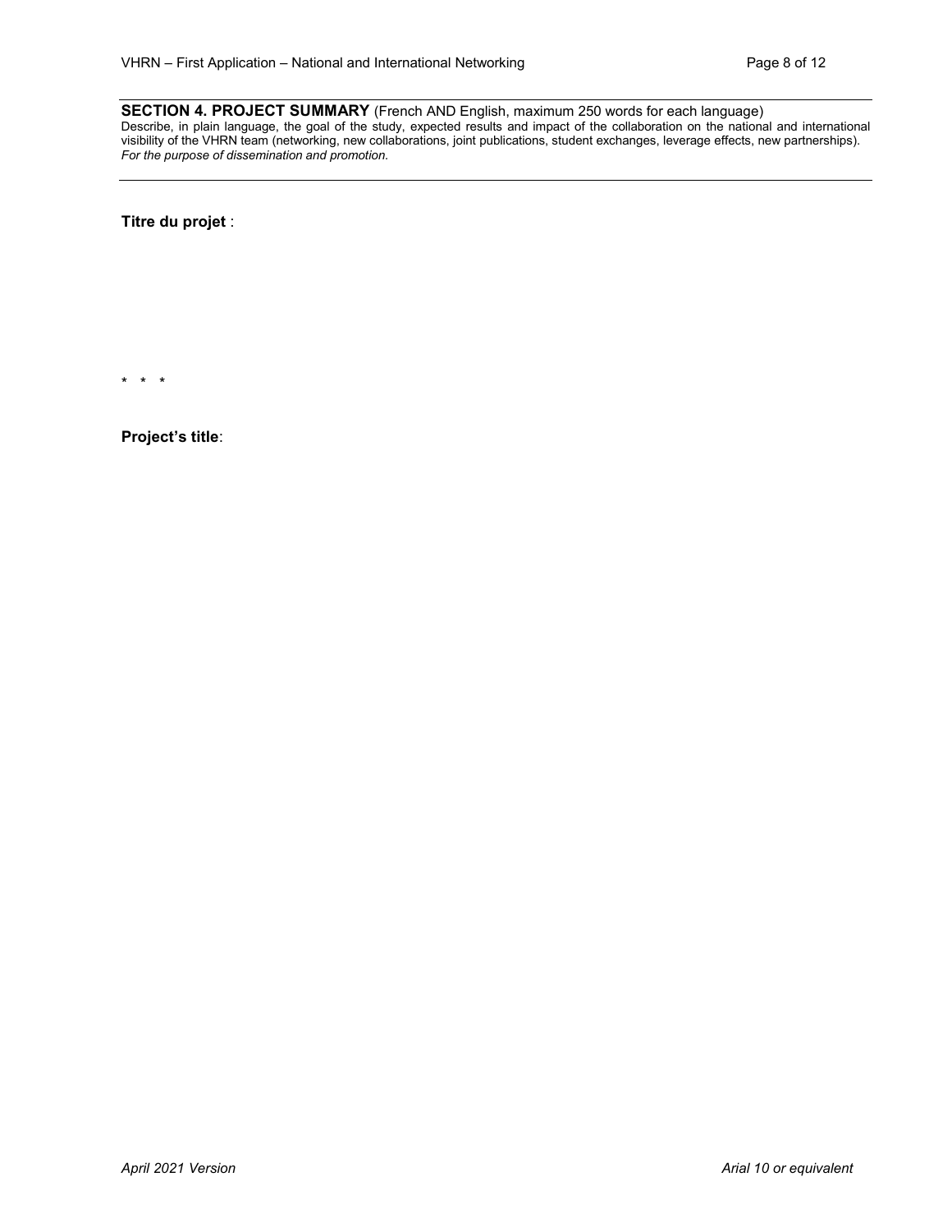**SECTION 4. PROJECT SUMMARY** (French AND English, maximum 250 words for each language)
Describe, in plain language, the goal of the study, expected results and impact of the collaboration on the national and international visibility of the VHRN team (networking, new collaborations, joint publications, student exchanges, leverage effects, new partnerships).
*For the purpose of dissemination and promotion.*

---

**Titre du projet** :

\*   \*   \*

**Project's title**: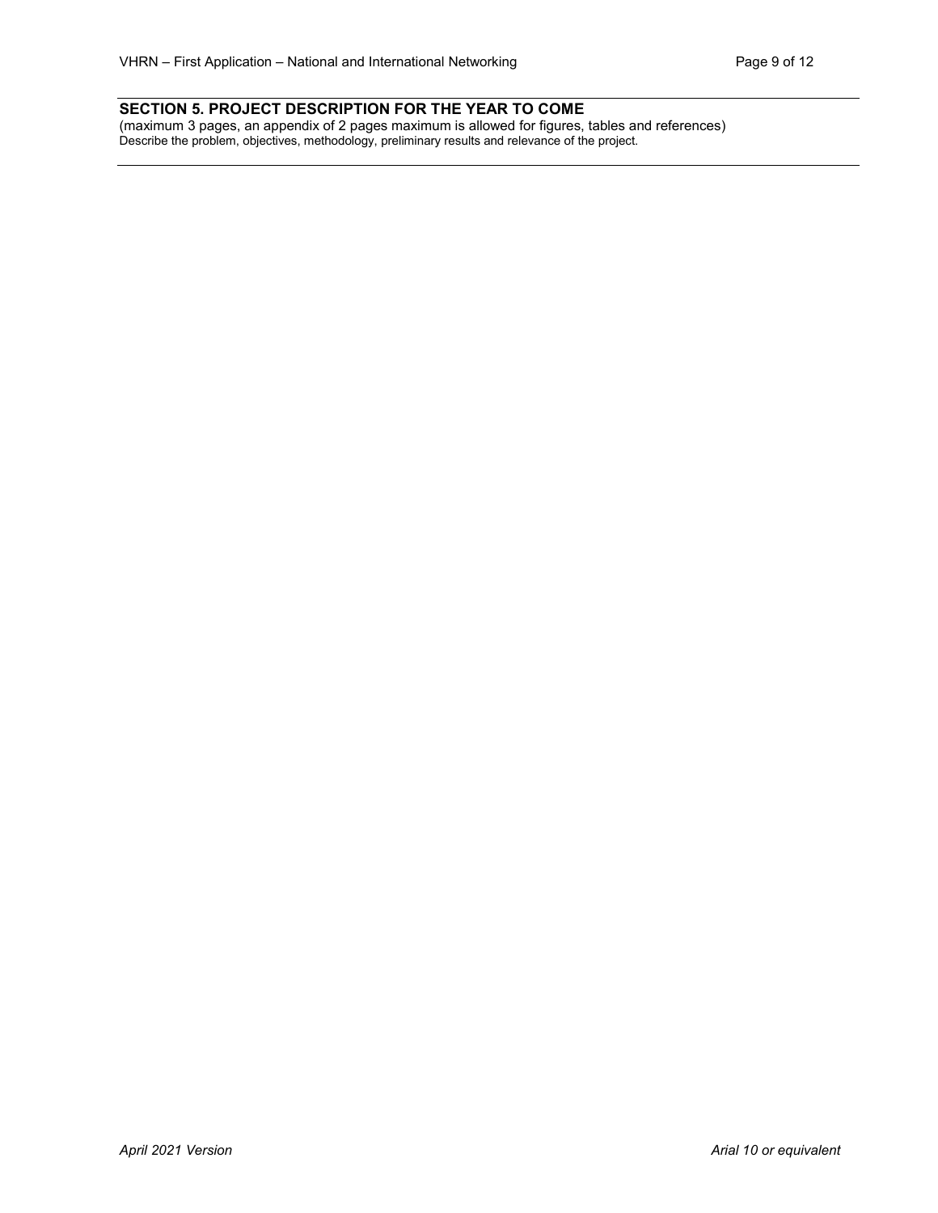## SECTION 5. PROJECT DESCRIPTION FOR THE YEAR TO COME

(maximum 3 pages, an appendix of 2 pages maximum is allowed for figures, tables and references)

Describe the problem, objectives, methodology, preliminary results and relevance of the project.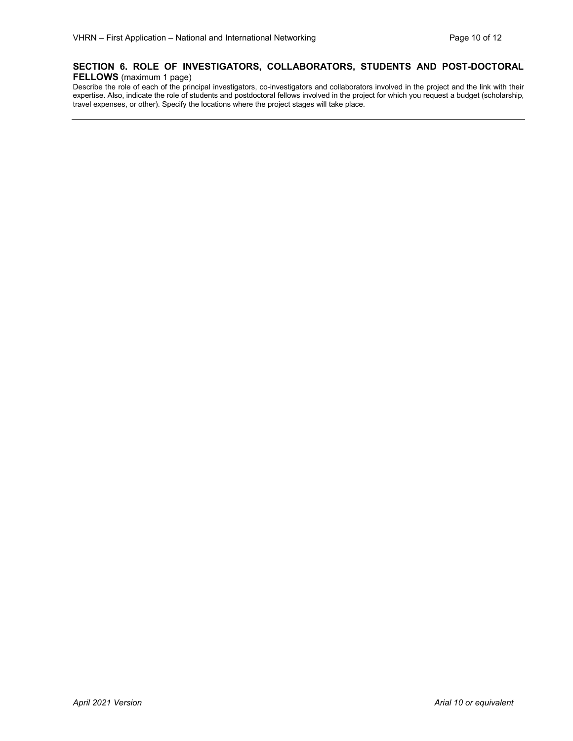## SECTION 6. ROLE OF INVESTIGATORS, COLLABORATORS, STUDENTS AND POST-DOCTORAL FELLOWS (maximum 1 page)

Describe the role of each of the principal investigators, co-investigators and collaborators involved in the project and the link with their expertise. Also, indicate the role of students and postdoctoral fellows involved in the project for which you request a budget (scholarship, travel expenses, or other). Specify the locations where the project stages will take place.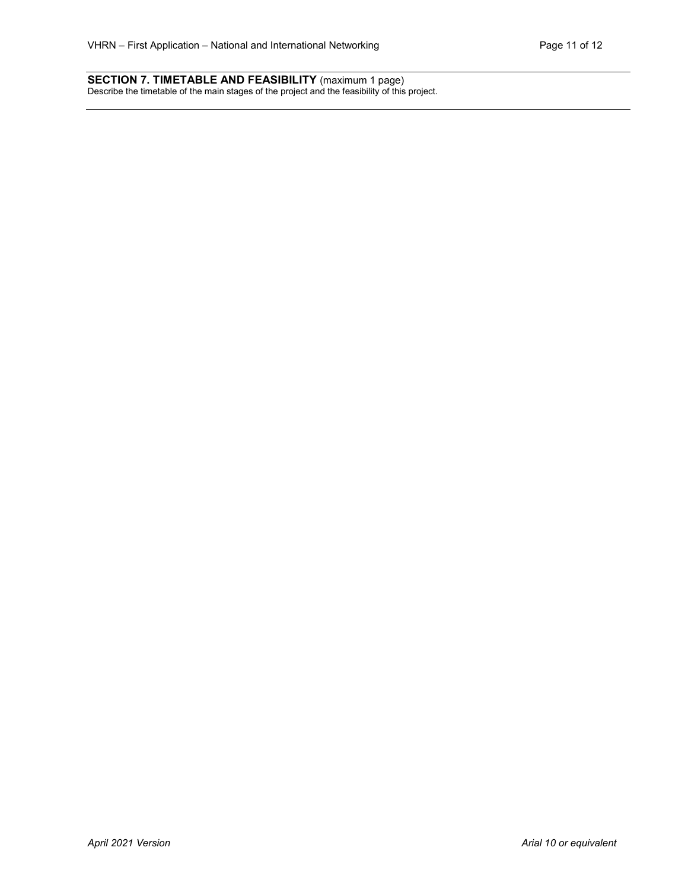## SECTION 7. TIMETABLE AND FEASIBILITY (maximum 1 page)

Describe the timetable of the main stages of the project and the feasibility of this project.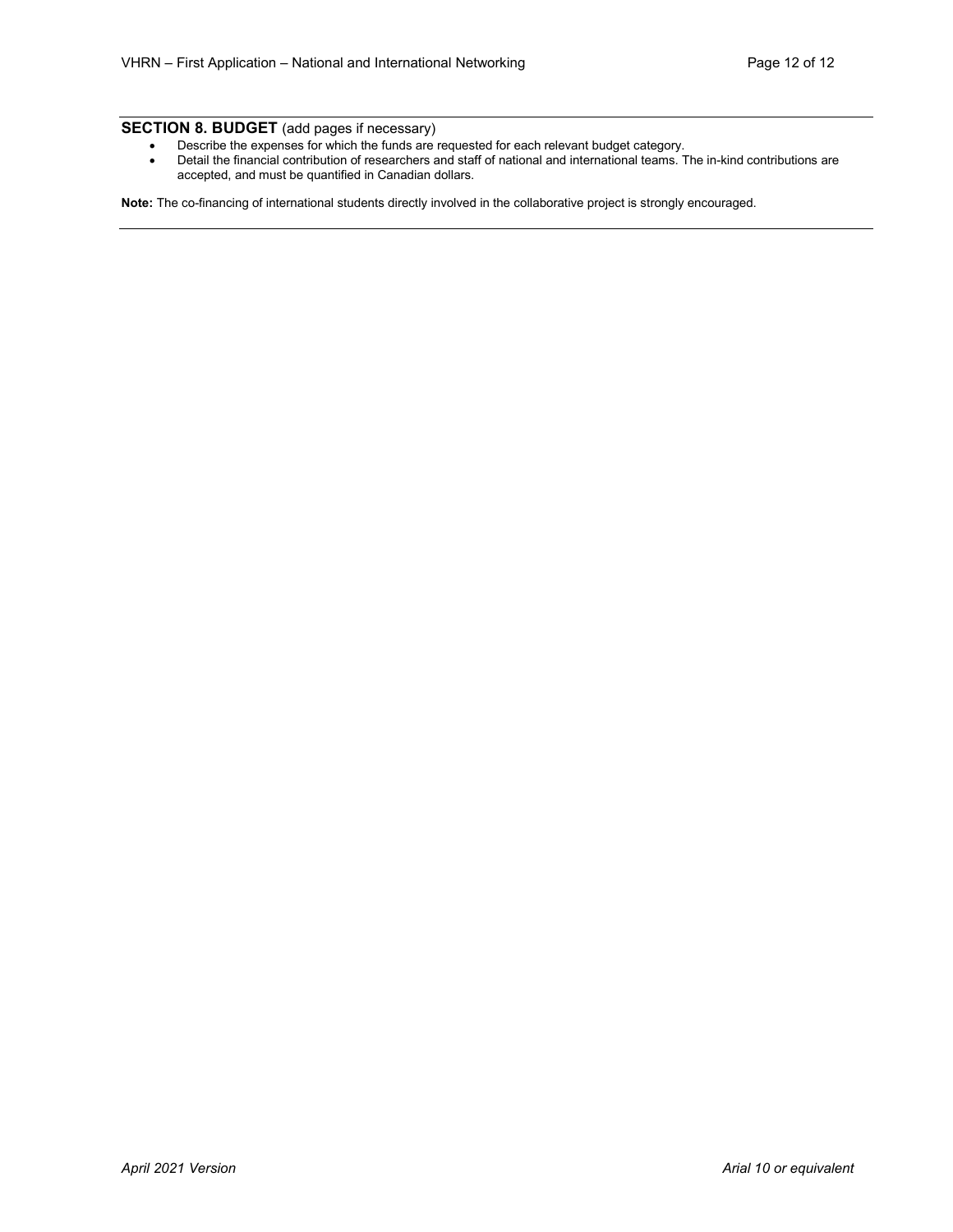## **SECTION 8. BUDGET** (add pages if necessary)

- Describe the expenses for which the funds are requested for each relevant budget category.
- Detail the financial contribution of researchers and staff of national and international teams. The in-kind contributions are accepted, and must be quantified in Canadian dollars.

**Note:** The co-financing of international students directly involved in the collaborative project is strongly encouraged.